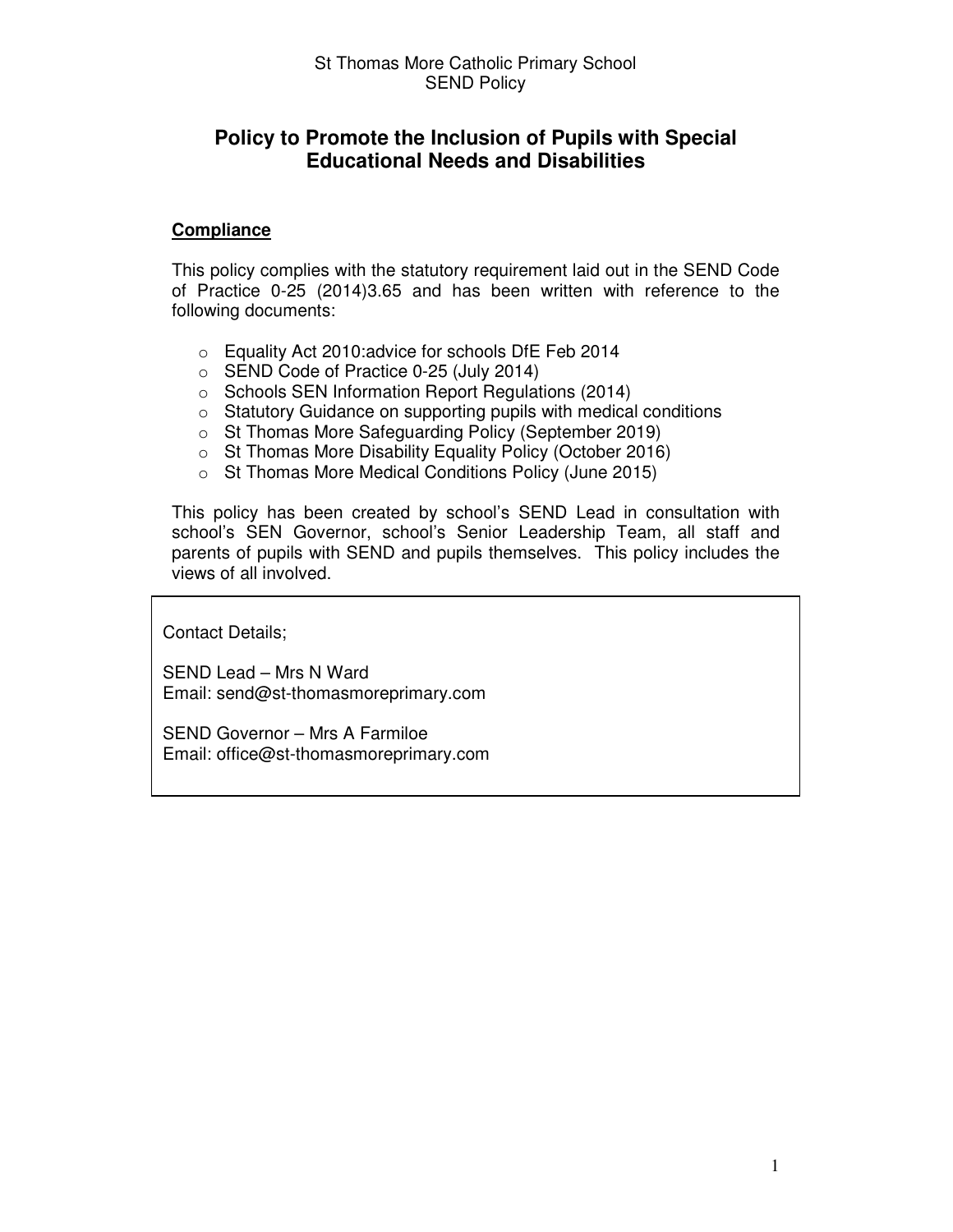# Policy to Promote the Inclusion of Pupils with Special Educational Needs and Disabilities

## Compliance

This policy complies with the statutory requirement laid out in the SEND Code of Practice 0-25 (2014)3.65 and has been written with reference to the following documents:

- Equality Act 2010:advice for schools DfE Feb 2014
- SEND Code of Practice 0-25 (July 2014)
- Schools SEN Information Report Regulations (2014)
- Statutory Guidance on supporting pupils with medical conditions
- St Thomas More Safeguarding Policy (September 2019)
- St Thomas More Disability Equality Policy (October 2016)
- St Thomas More Medical Conditions Policy (June 2015)

This policy has been created by school's SEND Lead in consultation with school's SEN Governor, school's Senior Leadership Team, all staff and parents of pupils with SEND and pupils themselves. This policy includes the views of all involved.

Contact Details;

SEND Lead – Mrs N Ward
Email: send@st-thomasmoreprimary.com

SEND Governor – Mrs A Farmiloe
Email: office@st-thomasmoreprimary.com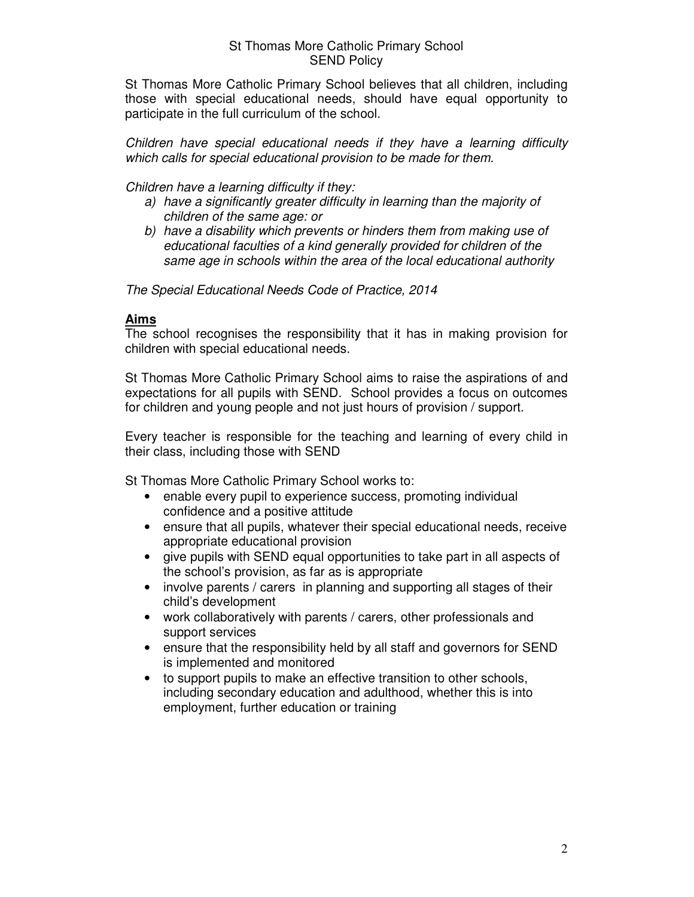# St Thomas More Catholic Primary School
## SEND Policy

St Thomas More Catholic Primary School believes that all children, including those with special educational needs, should have equal opportunity to participate in the full curriculum of the school.

*Children have special educational needs if they have a learning difficulty which calls for special educational provision to be made for them.*

*Children have a learning difficulty if they:*

*a) have a significantly greater difficulty in learning than the majority of children of the same age: or*
*b) have a disability which prevents or hinders them from making use of educational faculties of a kind generally provided for children of the same age in schools within the area of the local educational authority*

*The Special Educational Needs Code of Practice, 2014*

**Aims**

The school recognises the responsibility that it has in making provision for children with special educational needs.

St Thomas More Catholic Primary School aims to raise the aspirations of and expectations for all pupils with SEND. School provides a focus on outcomes for children and young people and not just hours of provision / support.

Every teacher is responsible for the teaching and learning of every child in their class, including those with SEND

St Thomas More Catholic Primary School works to:

- enable every pupil to experience success, promoting individual confidence and a positive attitude
- ensure that all pupils, whatever their special educational needs, receive appropriate educational provision
- give pupils with SEND equal opportunities to take part in all aspects of the school's provision, as far as is appropriate
- involve parents / carers in planning and supporting all stages of their child's development
- work collaboratively with parents / carers, other professionals and support services
- ensure that the responsibility held by all staff and governors for SEND is implemented and monitored
- to support pupils to make an effective transition to other schools, including secondary education and adulthood, whether this is into employment, further education or training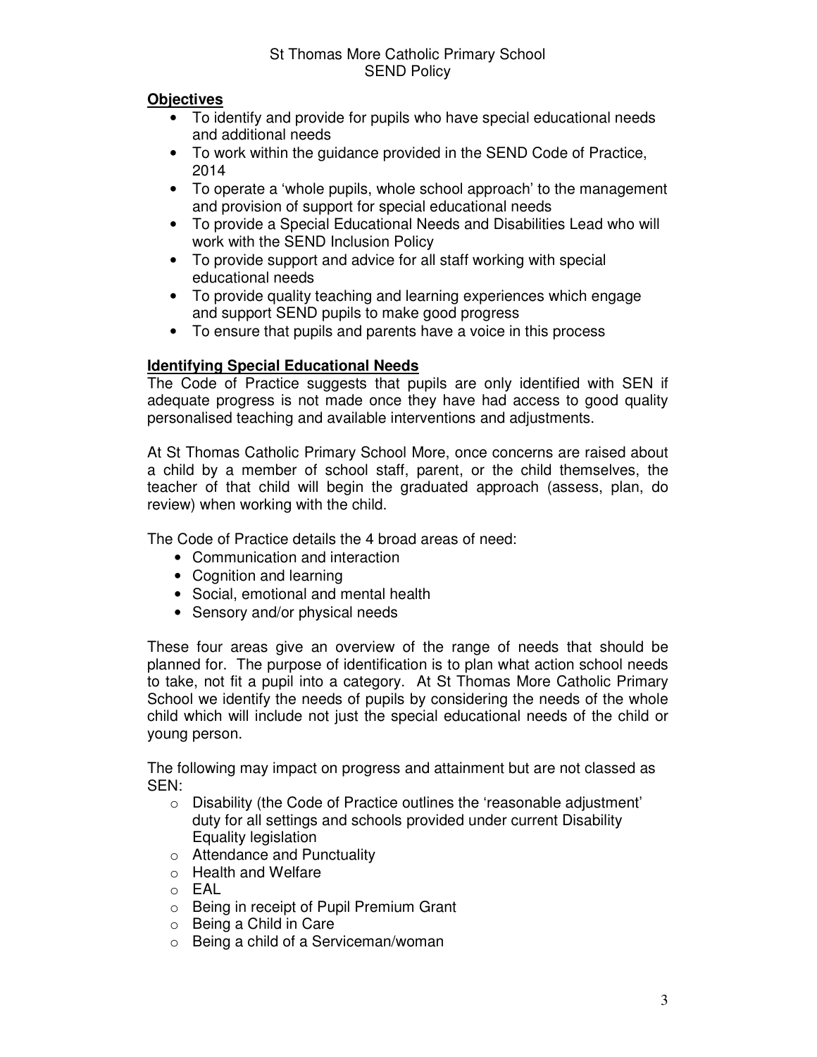**Objectives**

- To identify and provide for pupils who have special educational needs and additional needs
- To work within the guidance provided in the SEND Code of Practice, 2014
- To operate a 'whole pupils, whole school approach' to the management and provision of support for special educational needs
- To provide a Special Educational Needs and Disabilities Lead who will work with the SEND Inclusion Policy
- To provide support and advice for all staff working with special educational needs
- To provide quality teaching and learning experiences which engage and support SEND pupils to make good progress
- To ensure that pupils and parents have a voice in this process

**Identifying Special Educational Needs**

The Code of Practice suggests that pupils are only identified with SEN if adequate progress is not made once they have had access to good quality personalised teaching and available interventions and adjustments.

At St Thomas Catholic Primary School More, once concerns are raised about a child by a member of school staff, parent, or the child themselves, the teacher of that child will begin the graduated approach (assess, plan, do review) when working with the child.

The Code of Practice details the 4 broad areas of need:

- Communication and interaction
- Cognition and learning
- Social, emotional and mental health
- Sensory and/or physical needs

These four areas give an overview of the range of needs that should be planned for. The purpose of identification is to plan what action school needs to take, not fit a pupil into a category. At St Thomas More Catholic Primary School we identify the needs of pupils by considering the needs of the whole child which will include not just the special educational needs of the child or young person.

The following may impact on progress and attainment but are not classed as SEN:

- Disability (the Code of Practice outlines the 'reasonable adjustment' duty for all settings and schools provided under current Disability Equality legislation
- Attendance and Punctuality
- Health and Welfare
- EAL
- Being in receipt of Pupil Premium Grant
- Being a Child in Care
- Being a child of a Serviceman/woman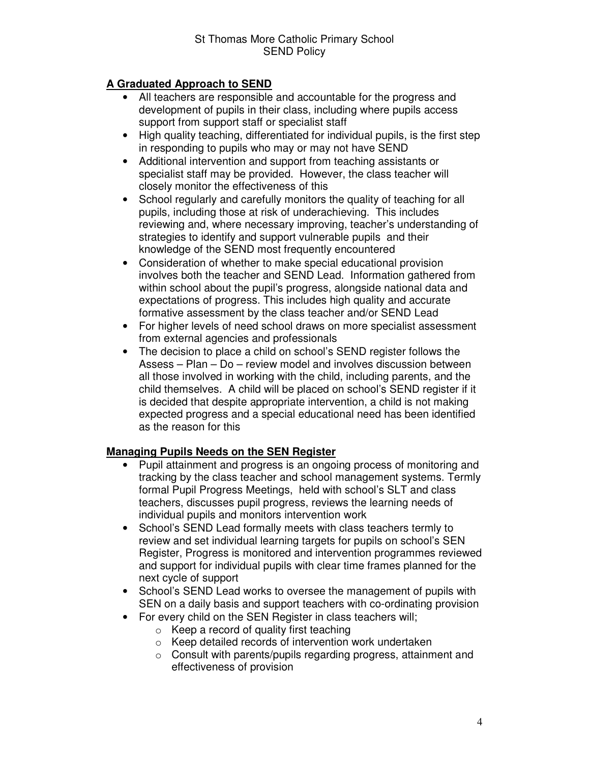## A Graduated Approach to SEND

- All teachers are responsible and accountable for the progress and development of pupils in their class, including where pupils access support from support staff or specialist staff
- High quality teaching, differentiated for individual pupils, is the first step in responding to pupils who may or may not have SEND
- Additional intervention and support from teaching assistants or specialist staff may be provided. However, the class teacher will closely monitor the effectiveness of this
- School regularly and carefully monitors the quality of teaching for all pupils, including those at risk of underachieving. This includes reviewing and, where necessary improving, teacher's understanding of strategies to identify and support vulnerable pupils and their knowledge of the SEND most frequently encountered
- Consideration of whether to make special educational provision involves both the teacher and SEND Lead. Information gathered from within school about the pupil's progress, alongside national data and expectations of progress. This includes high quality and accurate formative assessment by the class teacher and/or SEND Lead
- For higher levels of need school draws on more specialist assessment from external agencies and professionals
- The decision to place a child on school's SEND register follows the Assess – Plan – Do – review model and involves discussion between all those involved in working with the child, including parents, and the child themselves. A child will be placed on school's SEND register if it is decided that despite appropriate intervention, a child is not making expected progress and a special educational need has been identified as the reason for this

## Managing Pupils Needs on the SEN Register

- Pupil attainment and progress is an ongoing process of monitoring and tracking by the class teacher and school management systems. Termly formal Pupil Progress Meetings, held with school's SLT and class teachers, discusses pupil progress, reviews the learning needs of individual pupils and monitors intervention work
- School's SEND Lead formally meets with class teachers termly to review and set individual learning targets for pupils on school's SEN Register, Progress is monitored and intervention programmes reviewed and support for individual pupils with clear time frames planned for the next cycle of support
- School's SEND Lead works to oversee the management of pupils with SEN on a daily basis and support teachers with co-ordinating provision
- For every child on the SEN Register in class teachers will;
  - Keep a record of quality first teaching
  - Keep detailed records of intervention work undertaken
  - Consult with parents/pupils regarding progress, attainment and effectiveness of provision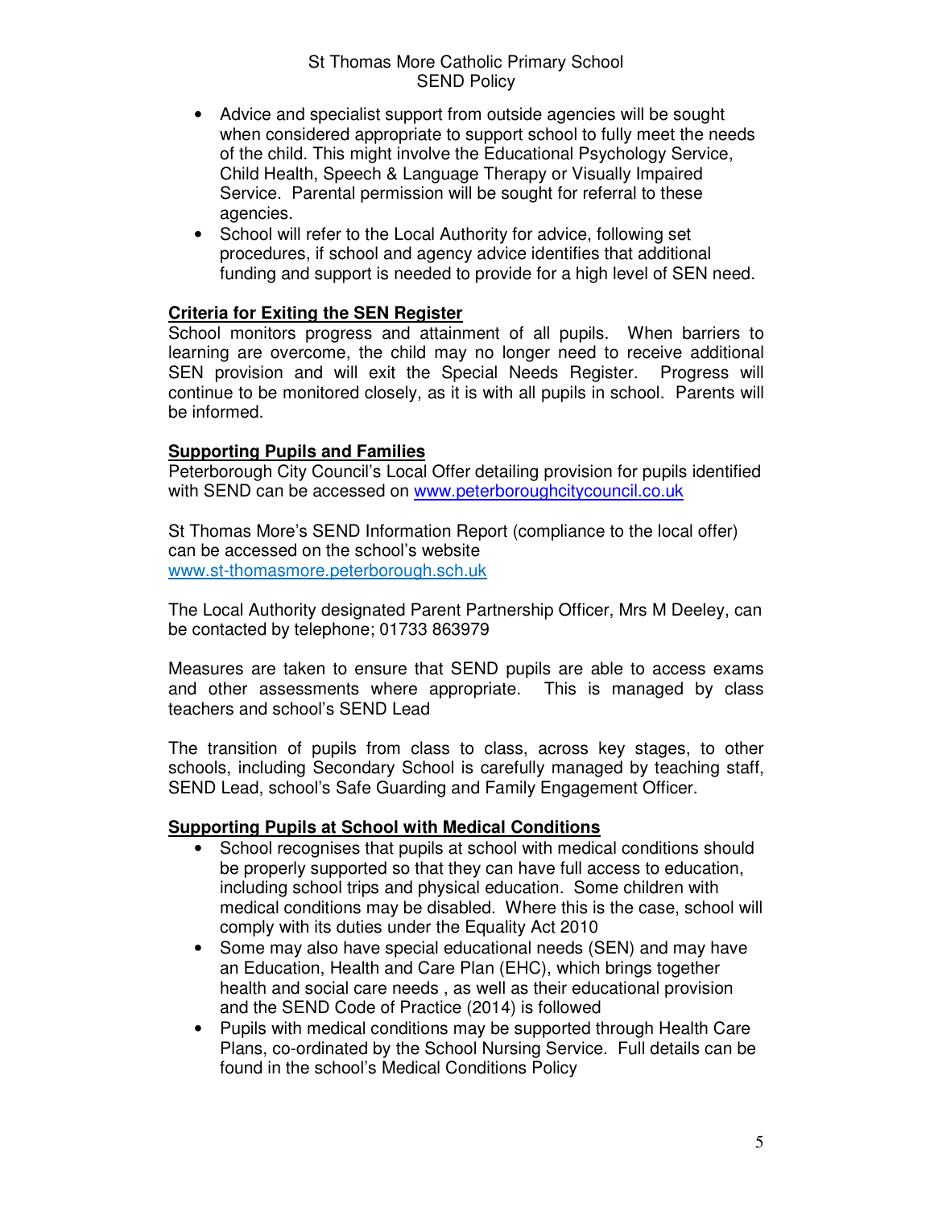- Advice and specialist support from outside agencies will be sought when considered appropriate to support school to fully meet the needs of the child. This might involve the Educational Psychology Service, Child Health, Speech & Language Therapy or Visually Impaired Service. Parental permission will be sought for referral to these agencies.
- School will refer to the Local Authority for advice, following set procedures, if school and agency advice identifies that additional funding and support is needed to provide for a high level of SEN need.

**Criteria for Exiting the SEN Register**

School monitors progress and attainment of all pupils. When barriers to learning are overcome, the child may no longer need to receive additional SEN provision and will exit the Special Needs Register. Progress will continue to be monitored closely, as it is with all pupils in school. Parents will be informed.

**Supporting Pupils and Families**

Peterborough City Council's Local Offer detailing provision for pupils identified with SEND can be accessed on www.peterboroughcitycouncil.co.uk

St Thomas More's SEND Information Report (compliance to the local offer) can be accessed on the school's website www.st-thomasmore.peterborough.sch.uk

The Local Authority designated Parent Partnership Officer, Mrs M Deeley, can be contacted by telephone; 01733 863979

Measures are taken to ensure that SEND pupils are able to access exams and other assessments where appropriate. This is managed by class teachers and school's SEND Lead

The transition of pupils from class to class, across key stages, to other schools, including Secondary School is carefully managed by teaching staff, SEND Lead, school's Safe Guarding and Family Engagement Officer.

**Supporting Pupils at School with Medical Conditions**

- School recognises that pupils at school with medical conditions should be properly supported so that they can have full access to education, including school trips and physical education. Some children with medical conditions may be disabled. Where this is the case, school will comply with its duties under the Equality Act 2010
- Some may also have special educational needs (SEN) and may have an Education, Health and Care Plan (EHC), which brings together health and social care needs , as well as their educational provision and the SEND Code of Practice (2014) is followed
- Pupils with medical conditions may be supported through Health Care Plans, co-ordinated by the School Nursing Service. Full details can be found in the school's Medical Conditions Policy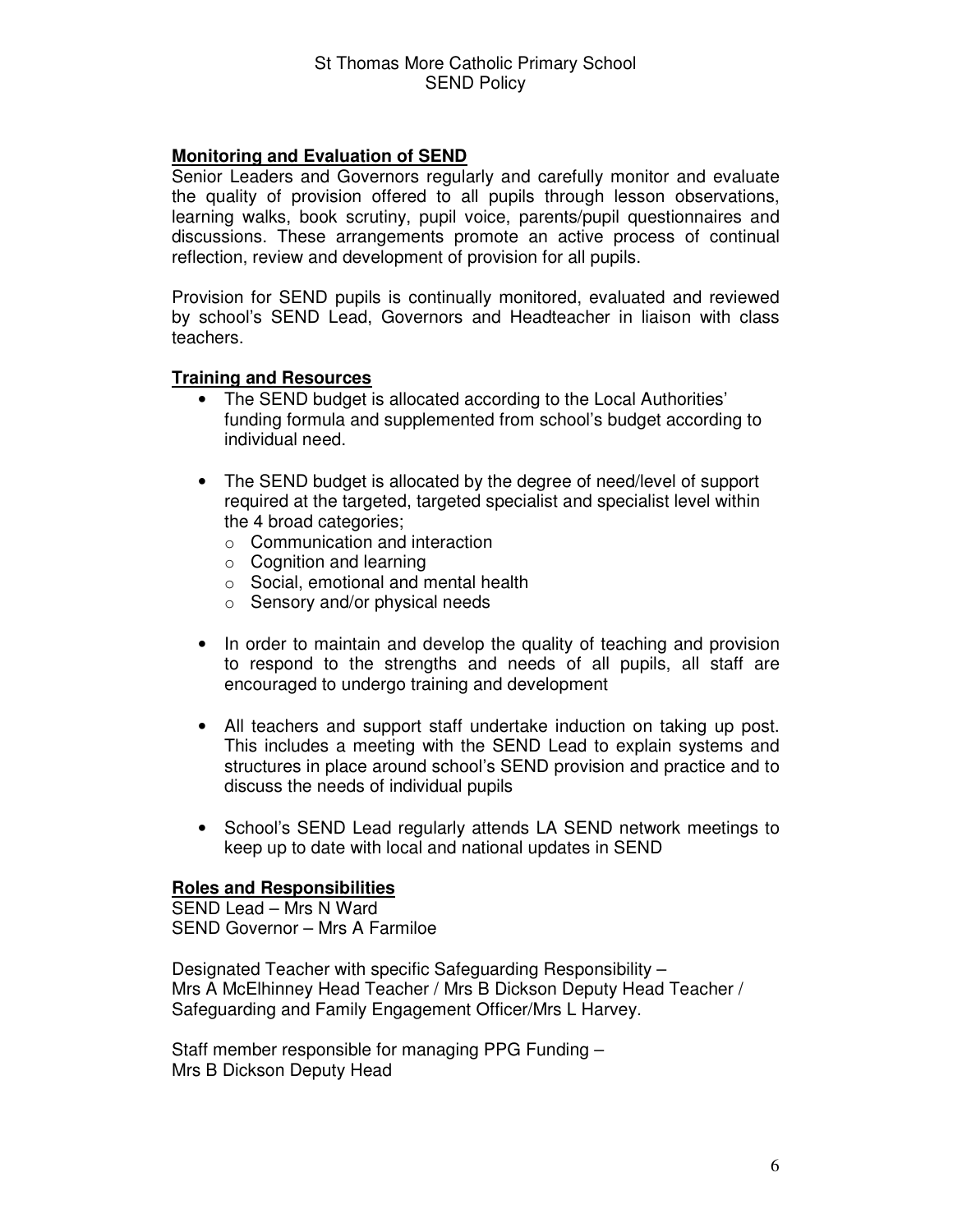## Monitoring and Evaluation of SEND

Senior Leaders and Governors regularly and carefully monitor and evaluate the quality of provision offered to all pupils through lesson observations, learning walks, book scrutiny, pupil voice, parents/pupil questionnaires and discussions. These arrangements promote an active process of continual reflection, review and development of provision for all pupils.

Provision for SEND pupils is continually monitored, evaluated and reviewed by school's SEND Lead, Governors and Headteacher in liaison with class teachers.

## Training and Resources

- The SEND budget is allocated according to the Local Authorities' funding formula and supplemented from school's budget according to individual need.

- The SEND budget is allocated by the degree of need/level of support required at the targeted, targeted specialist and specialist level within the 4 broad categories;
  - Communication and interaction
  - Cognition and learning
  - Social, emotional and mental health
  - Sensory and/or physical needs

- In order to maintain and develop the quality of teaching and provision to respond to the strengths and needs of all pupils, all staff are encouraged to undergo training and development

- All teachers and support staff undertake induction on taking up post. This includes a meeting with the SEND Lead to explain systems and structures in place around school's SEND provision and practice and to discuss the needs of individual pupils

- School's SEND Lead regularly attends LA SEND network meetings to keep up to date with local and national updates in SEND

## Roles and Responsibilities

SEND Lead – Mrs N Ward
SEND Governor – Mrs A Farmiloe

Designated Teacher with specific Safeguarding Responsibility –
Mrs A McElhinney Head Teacher / Mrs B Dickson Deputy Head Teacher / Safeguarding and Family Engagement Officer/Mrs L Harvey.

Staff member responsible for managing PPG Funding –
Mrs B Dickson Deputy Head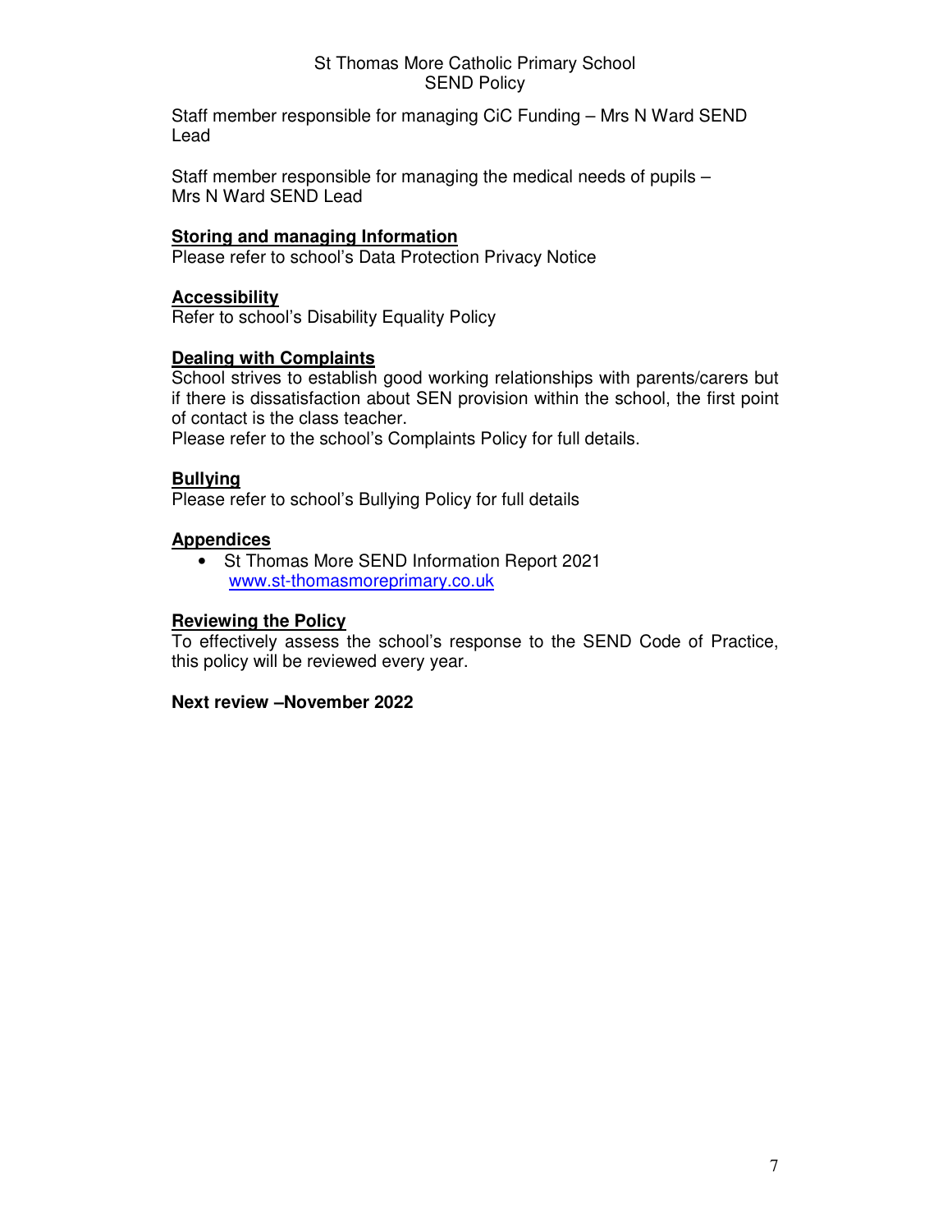Staff member responsible for managing CiC Funding – Mrs N Ward SEND Lead

Staff member responsible for managing the medical needs of pupils – Mrs N Ward SEND Lead

## Storing and managing Information

Please refer to school's Data Protection Privacy Notice

## Accessibility

Refer to school's Disability Equality Policy

## Dealing with Complaints

School strives to establish good working relationships with parents/carers but if there is dissatisfaction about SEN provision within the school, the first point of contact is the class teacher.

Please refer to the school's Complaints Policy for full details.

## Bullying

Please refer to school's Bullying Policy for full details

## Appendices

- St Thomas More SEND Information Report 2021
  www.st-thomasmoreprimary.co.uk

## Reviewing the Policy

To effectively assess the school's response to the SEND Code of Practice, this policy will be reviewed every year.

**Next review –November 2022**